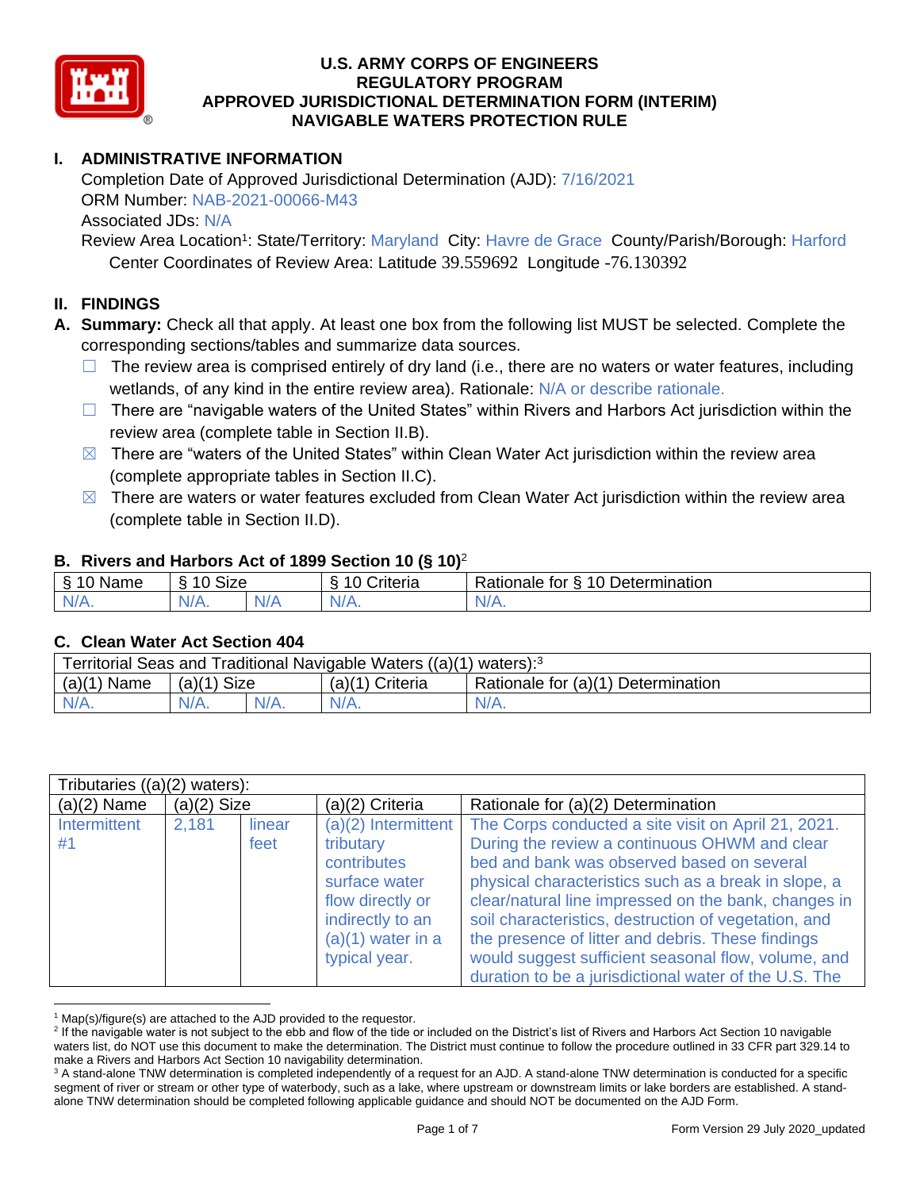# U.S. ARMY CORPS OF ENGINEERS
# REGULATORY PROGRAM
# APPROVED JURISDICTIONAL DETERMINATION FORM (INTERIM)
# NAVIGABLE WATERS PROTECTION RULE

## I. ADMINISTRATIVE INFORMATION

Completion Date of Approved Jurisdictional Determination (AJD): 7/16/2021
ORM Number: NAB-2021-00066-M43
Associated JDs: N/A
Review Area Location[1]: State/Territory: Maryland City: Havre de Grace County/Parish/Borough: Harford
Center Coordinates of Review Area: Latitude 39.559692 Longitude -76.130392

## II. FINDINGS

**A. Summary:** Check all that apply. At least one box from the following list MUST be selected. Complete the corresponding sections/tables and summarize data sources.

- ☐ The review area is comprised entirely of dry land (i.e., there are no waters or water features, including wetlands, of any kind in the entire review area). Rationale: N/A or describe rationale.
- ☐ There are "navigable waters of the United States" within Rivers and Harbors Act jurisdiction within the review area (complete table in Section II.B).
- ☒ There are "waters of the United States" within Clean Water Act jurisdiction within the review area (complete appropriate tables in Section II.C).
- ☒ There are waters or water features excluded from Clean Water Act jurisdiction within the review area (complete table in Section II.D).

### B. Rivers and Harbors Act of 1899 Section 10 (§ 10)[2]

| § 10 Name | § 10 Size | | § 10 Criteria | Rationale for § 10 Determination |
|---|---|---|---|---|
| N/A. | N/A. | N/A | N/A. | N/A. |

### C. Clean Water Act Section 404

| Territorial Seas and Traditional Navigable Waters ((a)(1) waters):[3] | | | | |
|---|---|---|---|---|
| (a)(1) Name | (a)(1) Size | | (a)(1) Criteria | Rationale for (a)(1) Determination |
| N/A. | N/A. | N/A. | N/A. | N/A. |

| Tributaries ((a)(2) waters): | | | | |
|---|---|---|---|---|
| (a)(2) Name | (a)(2) Size | | (a)(2) Criteria | Rationale for (a)(2) Determination |
| Intermittent #1 | 2,181 | linear feet | (a)(2) Intermittent tributary contributes surface water flow directly or indirectly to an (a)(1) water in a typical year. | The Corps conducted a site visit on April 21, 2021. During the review a continuous OHWM and clear bed and bank was observed based on several physical characteristics such as a break in slope, a clear/natural line impressed on the bank, changes in soil characteristics, destruction of vegetation, and the presence of litter and debris. These findings would suggest sufficient seasonal flow, volume, and duration to be a jurisdictional water of the U.S. The |

[1] Map(s)/figure(s) are attached to the AJD provided to the requestor.
[2] If the navigable water is not subject to the ebb and flow of the tide or included on the District's list of Rivers and Harbors Act Section 10 navigable waters list, do NOT use this document to make the determination. The District must continue to follow the procedure outlined in 33 CFR part 329.14 to make a Rivers and Harbors Act Section 10 navigability determination.
[3] A stand-alone TNW determination is completed independently of a request for an AJD. A stand-alone TNW determination is conducted for a specific segment of river or stream or other type of waterbody, such as a lake, where upstream or downstream limits or lake borders are established. A stand-alone TNW determination should be completed following applicable guidance and should NOT be documented on the AJD Form.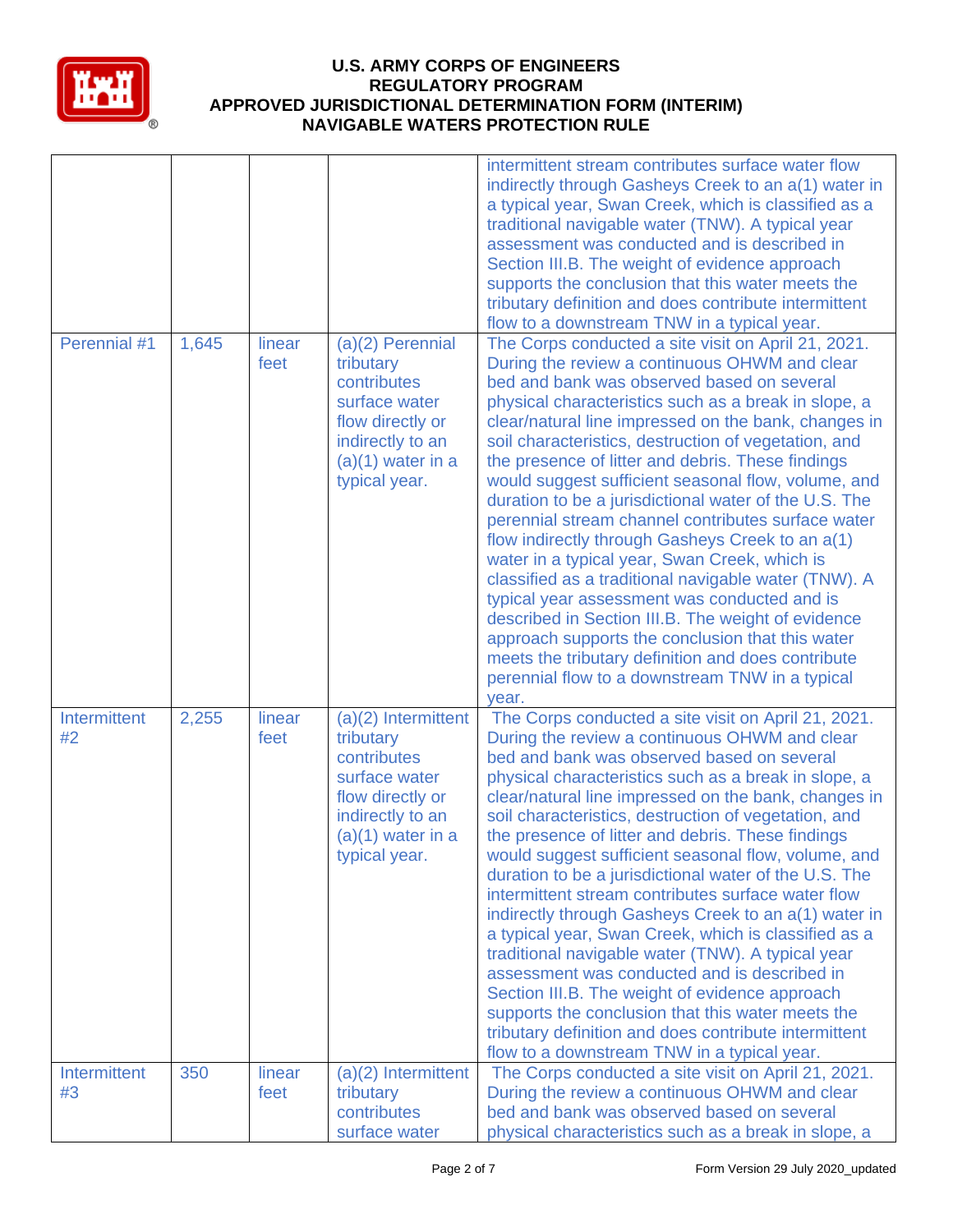| | | | | |
|---|---|---|---|---|
| | | | | intermittent stream contributes surface water flow indirectly through Gasheys Creek to an a(1) water in a typical year, Swan Creek, which is classified as a traditional navigable water (TNW). A typical year assessment was conducted and is described in Section III.B. The weight of evidence approach supports the conclusion that this water meets the tributary definition and does contribute intermittent flow to a downstream TNW in a typical year. |
| Perennial #1 | 1,645 | linear feet | (a)(2) Perennial tributary contributes surface water flow directly or indirectly to an (a)(1) water in a typical year. | The Corps conducted a site visit on April 21, 2021. During the review a continuous OHWM and clear bed and bank was observed based on several physical characteristics such as a break in slope, a clear/natural line impressed on the bank, changes in soil characteristics, destruction of vegetation, and the presence of litter and debris. These findings would suggest sufficient seasonal flow, volume, and duration to be a jurisdictional water of the U.S. The perennial stream channel contributes surface water flow indirectly through Gasheys Creek to an a(1) water in a typical year, Swan Creek, which is classified as a traditional navigable water (TNW). A typical year assessment was conducted and is described in Section III.B. The weight of evidence approach supports the conclusion that this water meets the tributary definition and does contribute perennial flow to a downstream TNW in a typical year. |
| Intermittent #2 | 2,255 | linear feet | (a)(2) Intermittent tributary contributes surface water flow directly or indirectly to an (a)(1) water in a typical year. | The Corps conducted a site visit on April 21, 2021. During the review a continuous OHWM and clear bed and bank was observed based on several physical characteristics such as a break in slope, a clear/natural line impressed on the bank, changes in soil characteristics, destruction of vegetation, and the presence of litter and debris. These findings would suggest sufficient seasonal flow, volume, and duration to be a jurisdictional water of the U.S. The intermittent stream contributes surface water flow indirectly through Gasheys Creek to an a(1) water in a typical year, Swan Creek, which is classified as a traditional navigable water (TNW). A typical year assessment was conducted and is described in Section III.B. The weight of evidence approach supports the conclusion that this water meets the tributary definition and does contribute intermittent flow to a downstream TNW in a typical year. |
| Intermittent #3 | 350 | linear feet | (a)(2) Intermittent tributary contributes surface water | The Corps conducted a site visit on April 21, 2021. During the review a continuous OHWM and clear bed and bank was observed based on several physical characteristics such as a break in slope, a |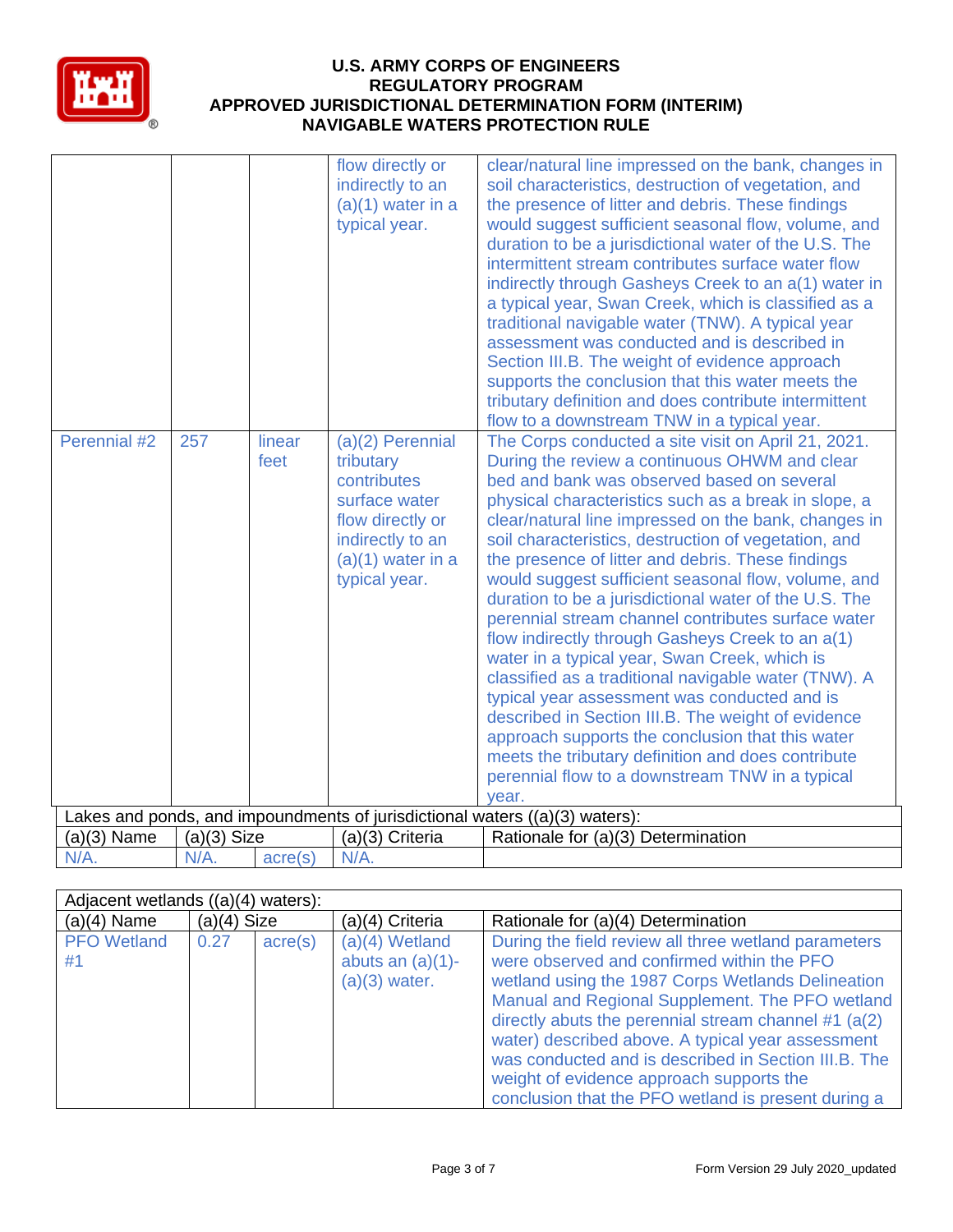| | | | | |
|---|---|---|---|---|
| | | | flow directly or indirectly to an (a)(1) water in a typical year. | clear/natural line impressed on the bank, changes in soil characteristics, destruction of vegetation, and the presence of litter and debris. These findings would suggest sufficient seasonal flow, volume, and duration to be a jurisdictional water of the U.S. The intermittent stream contributes surface water flow indirectly through Gasheys Creek to an a(1) water in a typical year, Swan Creek, which is classified as a traditional navigable water (TNW). A typical year assessment was conducted and is described in Section III.B. The weight of evidence approach supports the conclusion that this water meets the tributary definition and does contribute intermittent flow to a downstream TNW in a typical year. |
| Perennial #2 | 257 | linear feet | (a)(2) Perennial tributary contributes surface water flow directly or indirectly to an (a)(1) water in a typical year. | The Corps conducted a site visit on April 21, 2021. During the review a continuous OHWM and clear bed and bank was observed based on several physical characteristics such as a break in slope, a clear/natural line impressed on the bank, changes in soil characteristics, destruction of vegetation, and the presence of litter and debris. These findings would suggest sufficient seasonal flow, volume, and duration to be a jurisdictional water of the U.S. The perennial stream channel contributes surface water flow indirectly through Gasheys Creek to an a(1) water in a typical year, Swan Creek, which is classified as a traditional navigable water (TNW). A typical year assessment was conducted and is described in Section III.B. The weight of evidence approach supports the conclusion that this water meets the tributary definition and does contribute perennial flow to a downstream TNW in a typical year. |

| Lakes and ponds, and impoundments of jurisdictional waters ((a)(3) waters): | | | | |
|---|---|---|---|---|
| (a)(3) Name | (a)(3) Size | | (a)(3) Criteria | Rationale for (a)(3) Determination |
| N/A. | N/A. | acre(s) | N/A. | |

| Adjacent wetlands ((a)(4) waters): | | | | |
|---|---|---|---|---|
| (a)(4) Name | (a)(4) Size | | (a)(4) Criteria | Rationale for (a)(4) Determination |
| PFO Wetland #1 | 0.27 | acre(s) | (a)(4) Wetland abuts an (a)(1)-(a)(3) water. | During the field review all three wetland parameters were observed and confirmed within the PFO wetland using the 1987 Corps Wetlands Delineation Manual and Regional Supplement. The PFO wetland directly abuts the perennial stream channel #1 (a(2) water) described above. A typical year assessment was conducted and is described in Section III.B. The weight of evidence approach supports the conclusion that the PFO wetland is present during a |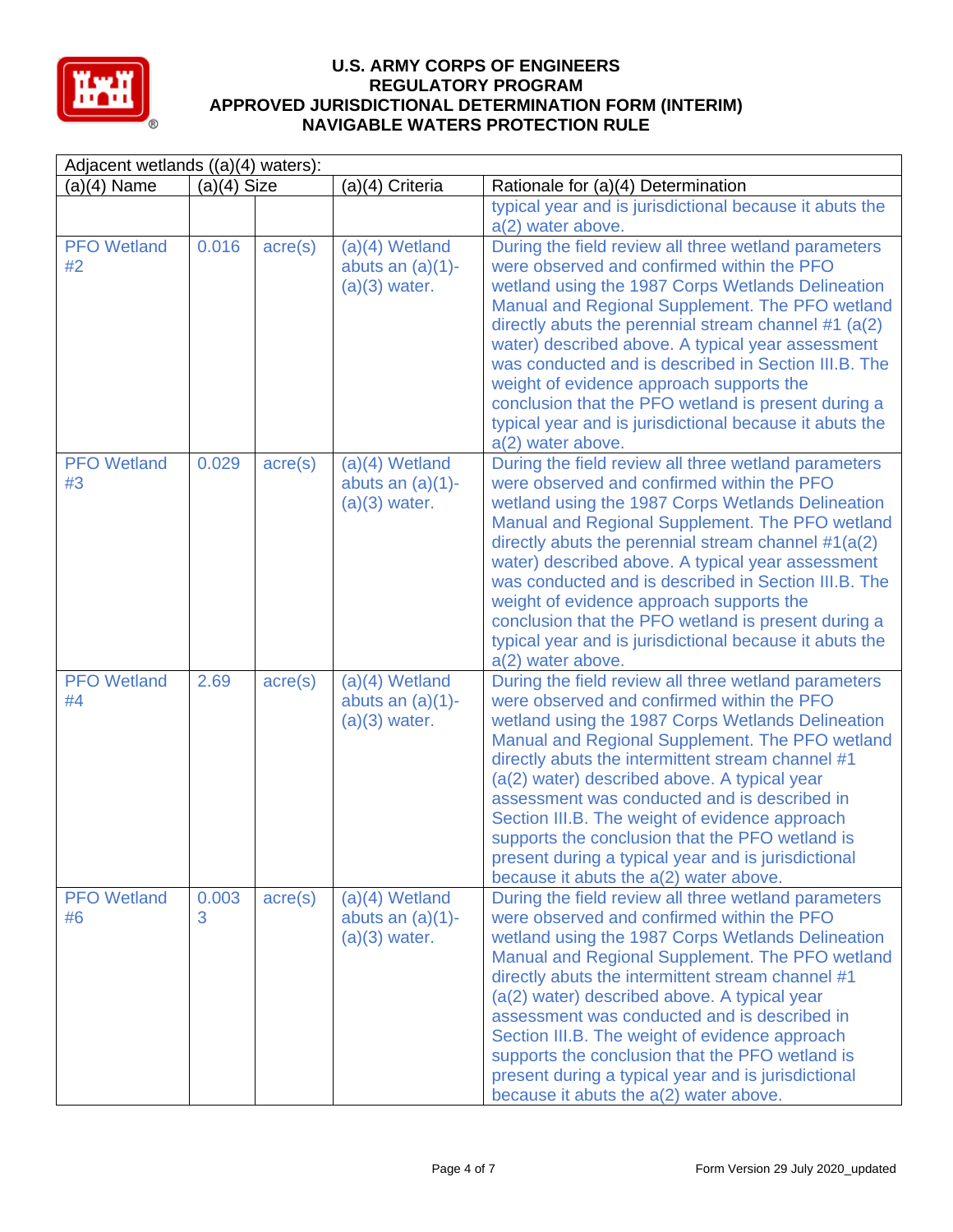# U.S. ARMY CORPS OF ENGINEERS
# REGULATORY PROGRAM
# APPROVED JURISDICTIONAL DETERMINATION FORM (INTERIM)
# NAVIGABLE WATERS PROTECTION RULE

| Adjacent wetlands ((a)(4) waters): | | | | |
|---|---|---|---|---|
| (a)(4) Name | (a)(4) Size | | (a)(4) Criteria | Rationale for (a)(4) Determination |
| | | | | typical year and is jurisdictional because it abuts the a(2) water above. |
| PFO Wetland #2 | 0.016 | acre(s) | (a)(4) Wetland abuts an (a)(1)-(a)(3) water. | During the field review all three wetland parameters were observed and confirmed within the PFO wetland using the 1987 Corps Wetlands Delineation Manual and Regional Supplement. The PFO wetland directly abuts the perennial stream channel #1 (a(2) water) described above. A typical year assessment was conducted and is described in Section III.B. The weight of evidence approach supports the conclusion that the PFO wetland is present during a typical year and is jurisdictional because it abuts the a(2) water above. |
| PFO Wetland #3 | 0.029 | acre(s) | (a)(4) Wetland abuts an (a)(1)-(a)(3) water. | During the field review all three wetland parameters were observed and confirmed within the PFO wetland using the 1987 Corps Wetlands Delineation Manual and Regional Supplement. The PFO wetland directly abuts the perennial stream channel #1(a(2) water) described above. A typical year assessment was conducted and is described in Section III.B. The weight of evidence approach supports the conclusion that the PFO wetland is present during a typical year and is jurisdictional because it abuts the a(2) water above. |
| PFO Wetland #4 | 2.69 | acre(s) | (a)(4) Wetland abuts an (a)(1)-(a)(3) water. | During the field review all three wetland parameters were observed and confirmed within the PFO wetland using the 1987 Corps Wetlands Delineation Manual and Regional Supplement. The PFO wetland directly abuts the intermittent stream channel #1 (a(2) water) described above. A typical year assessment was conducted and is described in Section III.B. The weight of evidence approach supports the conclusion that the PFO wetland is present during a typical year and is jurisdictional because it abuts the a(2) water above. |
| PFO Wetland #6 | 0.0033 | acre(s) | (a)(4) Wetland abuts an (a)(1)-(a)(3) water. | During the field review all three wetland parameters were observed and confirmed within the PFO wetland using the 1987 Corps Wetlands Delineation Manual and Regional Supplement. The PFO wetland directly abuts the intermittent stream channel #1 (a(2) water) described above. A typical year assessment was conducted and is described in Section III.B. The weight of evidence approach supports the conclusion that the PFO wetland is present during a typical year and is jurisdictional because it abuts the a(2) water above. |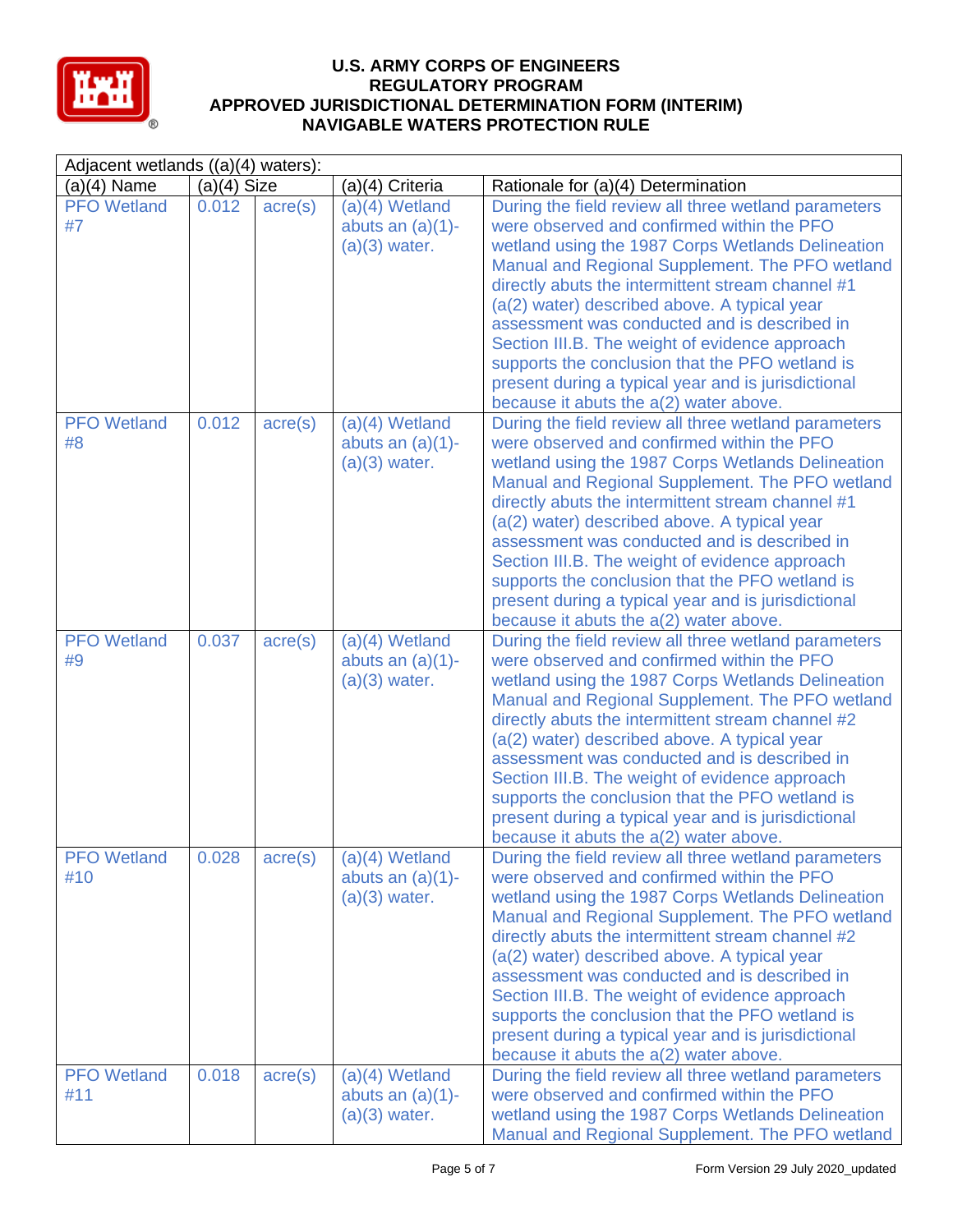# U.S. ARMY CORPS OF ENGINEERS
## REGULATORY PROGRAM
## APPROVED JURISDICTIONAL DETERMINATION FORM (INTERIM)
## NAVIGABLE WATERS PROTECTION RULE

| Adjacent wetlands ((a)(4) waters): | | | | |
|---|---|---|---|---|
| (a)(4) Name | (a)(4) Size | | (a)(4) Criteria | Rationale for (a)(4) Determination |
| PFO Wetland #7 | 0.012 | acre(s) | (a)(4) Wetland abuts an (a)(1)-(a)(3) water. | During the field review all three wetland parameters were observed and confirmed within the PFO wetland using the 1987 Corps Wetlands Delineation Manual and Regional Supplement. The PFO wetland directly abuts the intermittent stream channel #1 (a(2) water) described above. A typical year assessment was conducted and is described in Section III.B. The weight of evidence approach supports the conclusion that the PFO wetland is present during a typical year and is jurisdictional because it abuts the a(2) water above. |
| PFO Wetland #8 | 0.012 | acre(s) | (a)(4) Wetland abuts an (a)(1)-(a)(3) water. | During the field review all three wetland parameters were observed and confirmed within the PFO wetland using the 1987 Corps Wetlands Delineation Manual and Regional Supplement. The PFO wetland directly abuts the intermittent stream channel #1 (a(2) water) described above. A typical year assessment was conducted and is described in Section III.B. The weight of evidence approach supports the conclusion that the PFO wetland is present during a typical year and is jurisdictional because it abuts the a(2) water above. |
| PFO Wetland #9 | 0.037 | acre(s) | (a)(4) Wetland abuts an (a)(1)-(a)(3) water. | During the field review all three wetland parameters were observed and confirmed within the PFO wetland using the 1987 Corps Wetlands Delineation Manual and Regional Supplement. The PFO wetland directly abuts the intermittent stream channel #2 (a(2) water) described above. A typical year assessment was conducted and is described in Section III.B. The weight of evidence approach supports the conclusion that the PFO wetland is present during a typical year and is jurisdictional because it abuts the a(2) water above. |
| PFO Wetland #10 | 0.028 | acre(s) | (a)(4) Wetland abuts an (a)(1)-(a)(3) water. | During the field review all three wetland parameters were observed and confirmed within the PFO wetland using the 1987 Corps Wetlands Delineation Manual and Regional Supplement. The PFO wetland directly abuts the intermittent stream channel #2 (a(2) water) described above. A typical year assessment was conducted and is described in Section III.B. The weight of evidence approach supports the conclusion that the PFO wetland is present during a typical year and is jurisdictional because it abuts the a(2) water above. |
| PFO Wetland #11 | 0.018 | acre(s) | (a)(4) Wetland abuts an (a)(1)-(a)(3) water. | During the field review all three wetland parameters were observed and confirmed within the PFO wetland using the 1987 Corps Wetlands Delineation Manual and Regional Supplement. The PFO wetland |

Form Version 29 July 2020_updated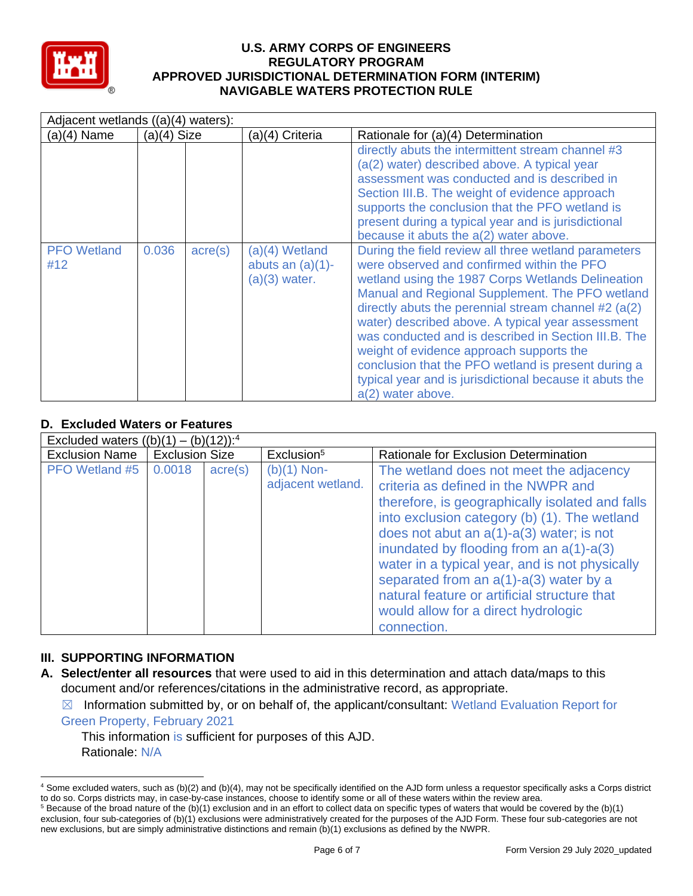| Adjacent wetlands ((a)(4) waters): | | | | |
|---|---|---|---|---|
| (a)(4) Name | (a)(4) Size | | (a)(4) Criteria | Rationale for (a)(4) Determination |
| | | | | directly abuts the intermittent stream channel #3 (a(2) water) described above. A typical year assessment was conducted and is described in Section III.B. The weight of evidence approach supports the conclusion that the PFO wetland is present during a typical year and is jurisdictional because it abuts the a(2) water above. |
| PFO Wetland #12 | 0.036 | acre(s) | (a)(4) Wetland abuts an (a)(1)-(a)(3) water. | During the field review all three wetland parameters were observed and confirmed within the PFO wetland using the 1987 Corps Wetlands Delineation Manual and Regional Supplement. The PFO wetland directly abuts the perennial stream channel #2 (a(2) water) described above. A typical year assessment was conducted and is described in Section III.B. The weight of evidence approach supports the conclusion that the PFO wetland is present during a typical year and is jurisdictional because it abuts the a(2) water above. |

### D. Excluded Waters or Features

| Excluded waters ((b)(1) – (b)(12)):[4] | | | | |
|---|---|---|---|---|
| Exclusion Name | Exclusion Size | | Exclusion[5] | Rationale for Exclusion Determination |
| PFO Wetland #5 | 0.0018 | acre(s) | (b)(1) Non-adjacent wetland. | The wetland does not meet the adjacency criteria as defined in the NWPR and therefore, is geographically isolated and falls into exclusion category (b) (1). The wetland does not abut an a(1)-a(3) water; is not inundated by flooding from an a(1)-a(3) water in a typical year, and is not physically separated from an a(1)-a(3) water by a natural feature or artificial structure that would allow for a direct hydrologic connection. |

## III. SUPPORTING INFORMATION

**A. Select/enter all resources** that were used to aid in this determination and attach data/maps to this document and/or references/citations in the administrative record, as appropriate.

☒ Information submitted by, or on behalf of, the applicant/consultant: Wetland Evaluation Report for Green Property, February 2021

This information is sufficient for purposes of this AJD.
Rationale: N/A

---

[4] Some excluded waters, such as (b)(2) and (b)(4), may not be specifically identified on the AJD form unless a requestor specifically asks a Corps district to do so. Corps districts may, in case-by-case instances, choose to identify some or all of these waters within the review area.

[5] Because of the broad nature of the (b)(1) exclusion and in an effort to collect data on specific types of waters that would be covered by the (b)(1) exclusion, four sub-categories of (b)(1) exclusions were administratively created for the purposes of the AJD Form. These four sub-categories are not new exclusions, but are simply administrative distinctions and remain (b)(1) exclusions as defined by the NWPR.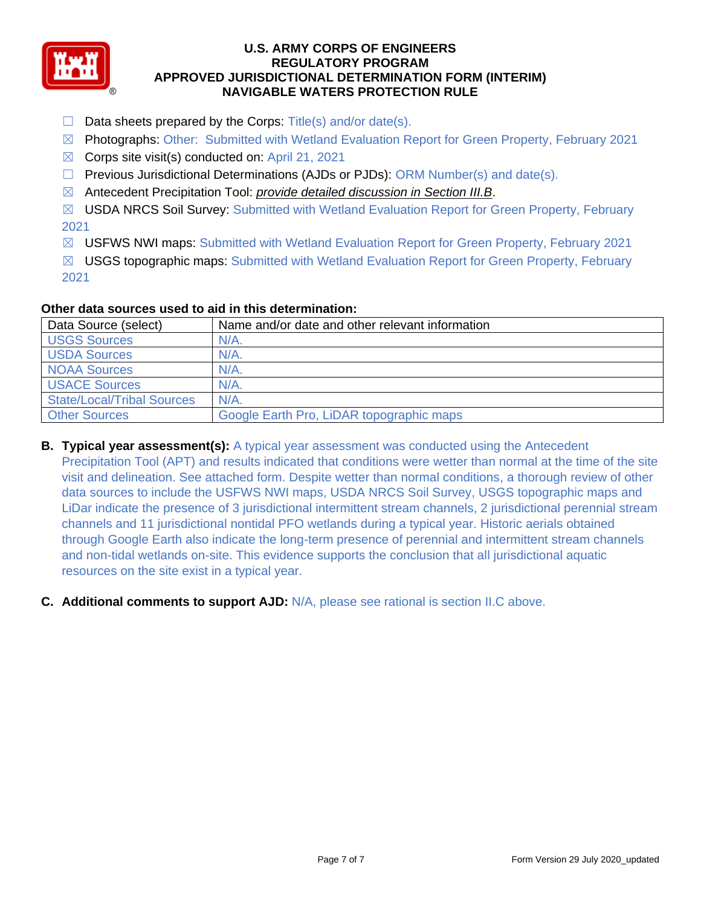- ☐ Data sheets prepared by the Corps: Title(s) and/or date(s).
- ☒ Photographs: Other: Submitted with Wetland Evaluation Report for Green Property, February 2021
- ☒ Corps site visit(s) conducted on: April 21, 2021
- ☐ Previous Jurisdictional Determinations (AJDs or PJDs): ORM Number(s) and date(s).
- ☒ Antecedent Precipitation Tool: *provide detailed discussion in Section III.B*.
- ☒ USDA NRCS Soil Survey: Submitted with Wetland Evaluation Report for Green Property, February 2021
- ☒ USFWS NWI maps: Submitted with Wetland Evaluation Report for Green Property, February 2021
- ☒ USGS topographic maps: Submitted with Wetland Evaluation Report for Green Property, February 2021

**Other data sources used to aid in this determination:**

| Data Source (select) | Name and/or date and other relevant information |
|---|---|
| USGS Sources | N/A. |
| USDA Sources | N/A. |
| NOAA Sources | N/A. |
| USACE Sources | N/A. |
| State/Local/Tribal Sources | N/A. |
| Other Sources | Google Earth Pro, LiDAR topographic maps |

**B. Typical year assessment(s):** A typical year assessment was conducted using the Antecedent Precipitation Tool (APT) and results indicated that conditions were wetter than normal at the time of the site visit and delineation. See attached form. Despite wetter than normal conditions, a thorough review of other data sources to include the USFWS NWI maps, USDA NRCS Soil Survey, USGS topographic maps and LiDar indicate the presence of 3 jurisdictional intermittent stream channels, 2 jurisdictional perennial stream channels and 11 jurisdictional nontidal PFO wetlands during a typical year. Historic aerials obtained through Google Earth also indicate the long-term presence of perennial and intermittent stream channels and non-tidal wetlands on-site. This evidence supports the conclusion that all jurisdictional aquatic resources on the site exist in a typical year.

**C. Additional comments to support AJD:** N/A, please see rational is section II.C above.